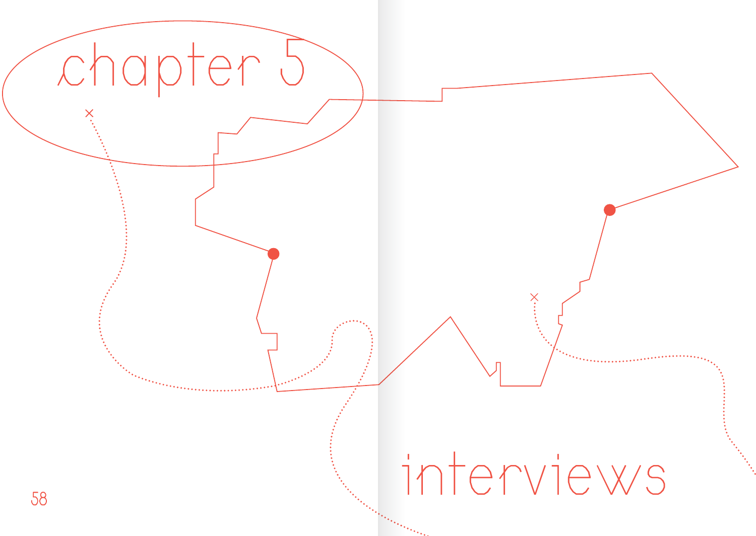# chapter 5

# interviews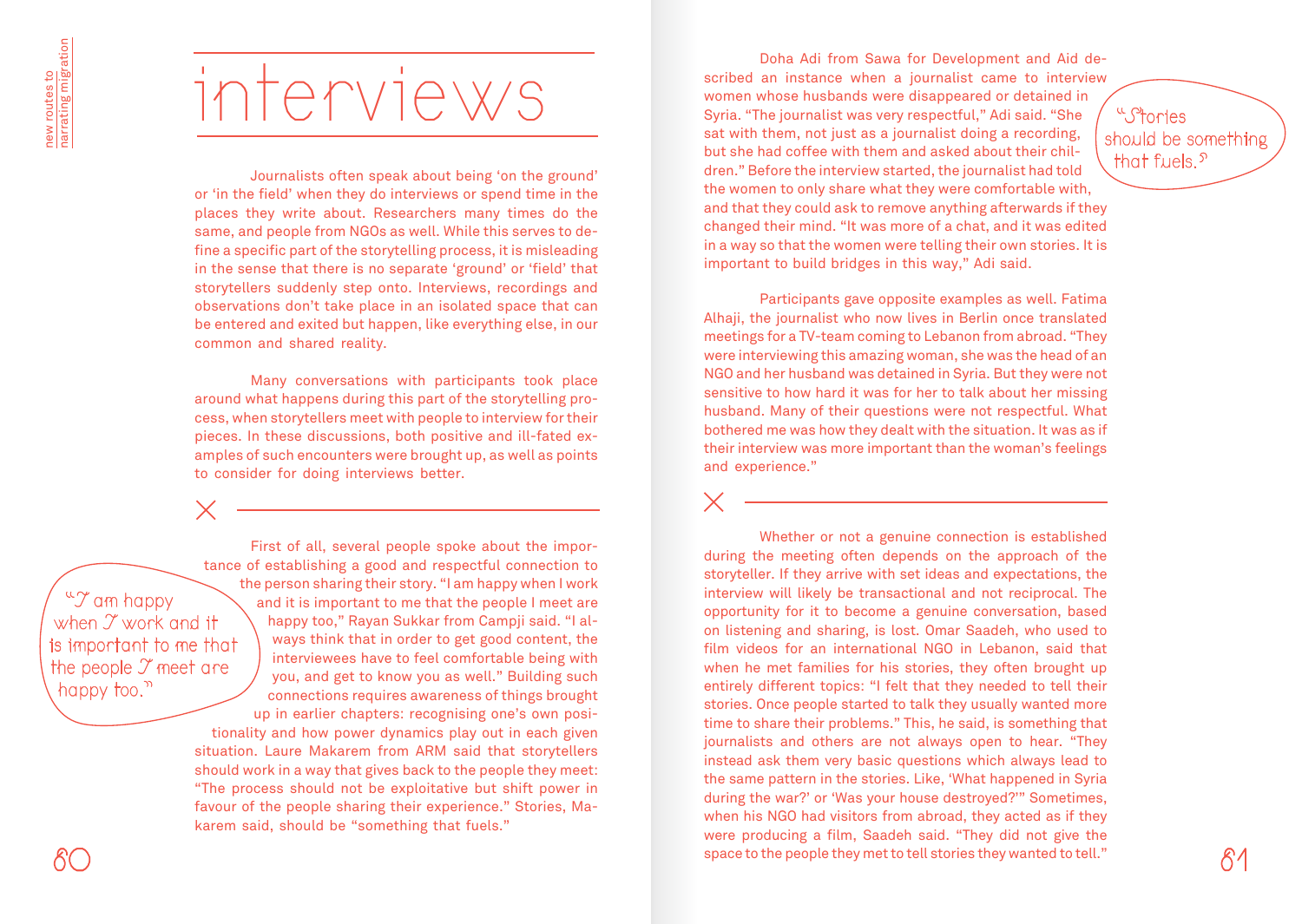# interviews

Journalists often speak about being 'on the ground' or 'in the field' when they do interviews or spend time in the places they write about. Researchers many times do the same, and people from NGOs as well. While this serves to define a specific part of the storytelling process, it is misleading in the sense that there is no separate 'ground' or 'field' that storytellers suddenly step onto. Interviews, recordings and observations don't take place in an isolated space that can be entered and exited but happen, like everything else, in our common and shared reality.

Many conversations with participants took place around what happens during this part of the storytelling process, when storytellers meet with people to interview for their pieces. In these discussions, both positive and ill-fated examples of such encounters were brought up, as well as points to consider for doing interviews better.

---

"I am happy when I work and it is important to me that the people I meet are happy too."

First of all, several people spoke about the importance of establishing a good and respectful connection to the person sharing their story. "I am happy when I work and it is important to me that the people I meet are happy too," Rayan Sukkar from Campji said. "I always think that in order to get good content, the interviewees have to feel comfortable being with you, and get to know you as well." Building such connections requires awareness of things brought up in earlier chapters: recognising one's own positionality and how power dynamics play out in each given situation. Laure Makarem from ARM said that storytellers should work in a way that gives back to the people they meet: "The process should not be exploitative but shift power in favour of the people sharing their experience." Stories, Makarem said, should be "something that fuels."

"Stories should be something that fuels."

Doha Adi from Sawa for Development and Aid described an instance when a journalist came to interview women whose husbands were disappeared or detained in Syria. "The journalist was very respectful," Adi said. "She sat with them, not just as a journalist doing a recording, but she had coffee with them and asked about their children." Before the interview started, the journalist had told the women to only share what they were comfortable with, and that they could ask to remove anything afterwards if they changed their mind. "It was more of a chat, and it was edited in a way so that the women were telling their own stories. It is important to build bridges in this way," Adi said.

Participants gave opposite examples as well. Fatima Alhaji, the journalist who now lives in Berlin once translated meetings for a TV-team coming to Lebanon from abroad. "They were interviewing this amazing woman, she was the head of an NGO and her husband was detained in Syria. But they were not sensitive to how hard it was for her to talk about her missing husband. Many of their questions were not respectful. What bothered me was how they dealt with the situation. It was as if their interview was more important than the woman's feelings and experience."

---

Whether or not a genuine connection is established during the meeting often depends on the approach of the storyteller. If they arrive with set ideas and expectations, the interview will likely be transactional and not reciprocal. The opportunity for it to become a genuine conversation, based on listening and sharing, is lost. Omar Saadeh, who used to film videos for an international NGO in Lebanon, said that when he met families for his stories, they often brought up entirely different topics: "I felt that they needed to tell their stories. Once people started to talk they usually wanted more time to share their problems." This, he said, is something that journalists and others are not always open to hear. "They instead ask them very basic questions which always lead to the same pattern in the stories. Like, 'What happened in Syria during the war?' or 'Was your house destroyed?'" Sometimes, when his NGO had visitors from abroad, they acted as if they were producing a film, Saadeh said. "They did not give the space to the people they met to tell stories they wanted to tell."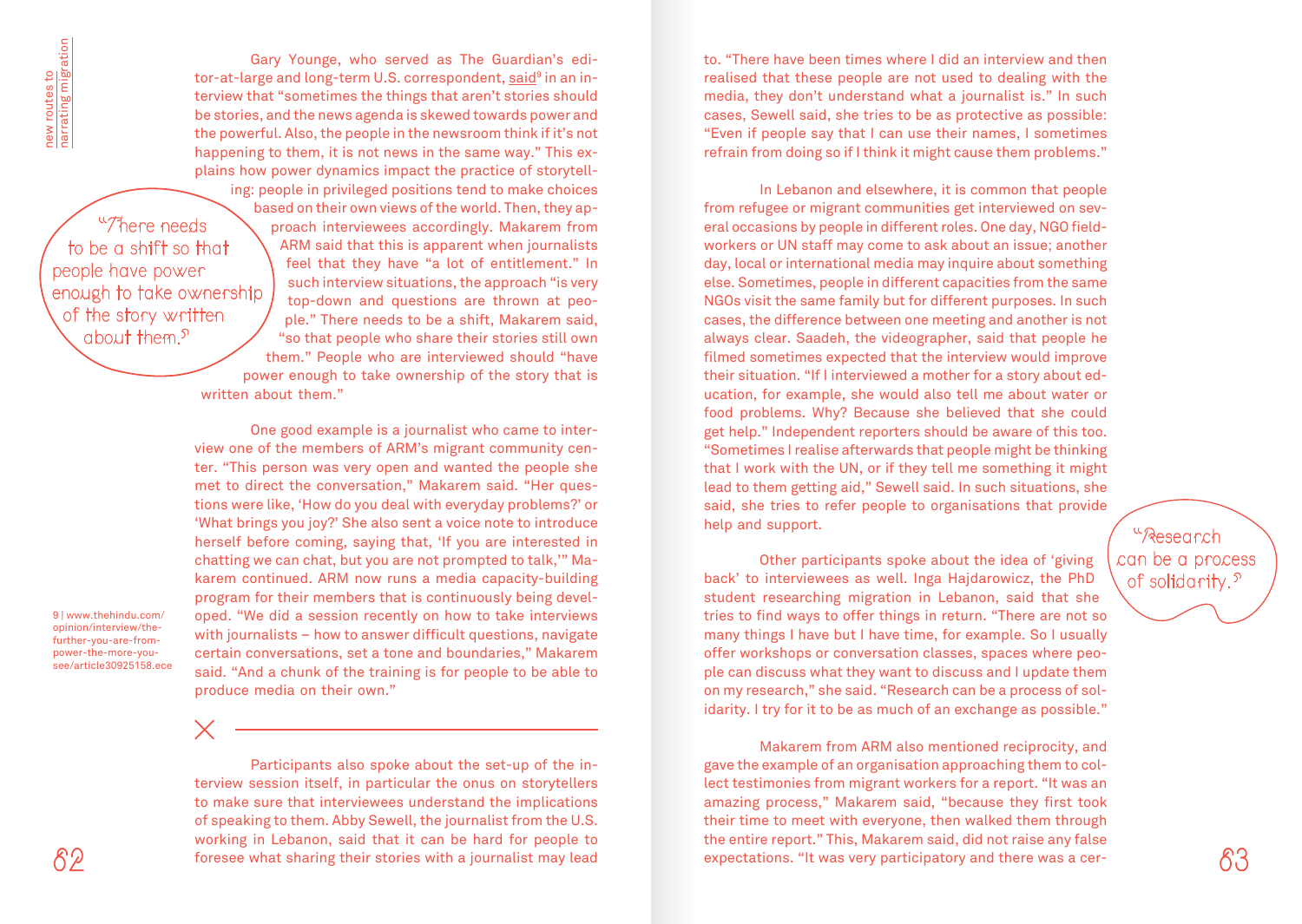Gary Younge, who served as The Guardian's editor-at-large and long-term U.S. correspondent, said[9] in an interview that "sometimes the things that aren't stories should be stories, and the news agenda is skewed towards power and the powerful. Also, the people in the newsroom think if it's not happening to them, it is not news in the same way." This explains how power dynamics impact the practice of storytelling: people in privileged positions tend to make choices based on their own views of the world. Then, they approach interviewees accordingly. Makarem from ARM said that this is apparent when journalists feel that they have "a lot of entitlement." In such interview situations, the approach "is very top-down and questions are thrown at people." There needs to be a shift, Makarem said, "so that people who share their stories still own them." People who are interviewed should "have power enough to take ownership of the story that is written about them."

> "There needs to be a shift so that people have power enough to take ownership of the story written about them."

One good example is a journalist who came to interview one of the members of ARM's migrant community center. "This person was very open and wanted the people she met to direct the conversation," Makarem said. "Her questions were like, 'How do you deal with everyday problems?' or 'What brings you joy?' She also sent a voice note to introduce herself before coming, saying that, 'If you are interested in chatting we can chat, but you are not prompted to talk,'" Makarem continued. ARM now runs a media capacity-building program for their members that is continuously being developed. "We did a session recently on how to take interviews with journalists – how to answer difficult questions, navigate certain conversations, set a tone and boundaries," Makarem said. "And a chunk of the training is for people to be able to produce media on their own."

9 | www.thehindu.com/opinion/interview/the-further-you-are-from-power-the-more-you-see/article30925158.ece

---

Participants also spoke about the set-up of the interview session itself, in particular the onus on storytellers to make sure that interviewees understand the implications of speaking to them. Abby Sewell, the journalist from the U.S. working in Lebanon, said that it can be hard for people to foresee what sharing their stories with a journalist may lead to. "There have been times where I did an interview and then realised that these people are not used to dealing with the media, they don't understand what a journalist is." In such cases, Sewell said, she tries to be as protective as possible: "Even if people say that I can use their names, I sometimes refrain from doing so if I think it might cause them problems."

In Lebanon and elsewhere, it is common that people from refugee or migrant communities get interviewed on several occasions by people in different roles. One day, NGO fieldworkers or UN staff may come to ask about an issue; another day, local or international media may inquire about something else. Sometimes, people in different capacities from the same NGOs visit the same family but for different purposes. In such cases, the difference between one meeting and another is not always clear. Saadeh, the videographer, said that people he filmed sometimes expected that the interview would improve their situation. "If I interviewed a mother for a story about education, for example, she would also tell me about water or food problems. Why? Because she believed that she could get help." Independent reporters should be aware of this too. "Sometimes I realise afterwards that people might be thinking that I work with the UN, or if they tell me something it might lead to them getting aid," Sewell said. In such situations, she said, she tries to refer people to organisations that provide help and support.

> "Research can be a process of solidarity."

Other participants spoke about the idea of 'giving back' to interviewees as well. Inga Hajdarowicz, the PhD student researching migration in Lebanon, said that she tries to find ways to offer things in return. "There are not so many things I have but I have time, for example. So I usually offer workshops or conversation classes, spaces where people can discuss what they want to discuss and I update them on my research," she said. "Research can be a process of solidarity. I try for it to be as much of an exchange as possible."

Makarem from ARM also mentioned reciprocity, and gave the example of an organisation approaching them to collect testimonies from migrant workers for a report. "It was an amazing process," Makarem said, "because they first took their time to meet with everyone, then walked them through the entire report." This, Makarem said, did not raise any false expectations. "It was very participatory and there was a cer-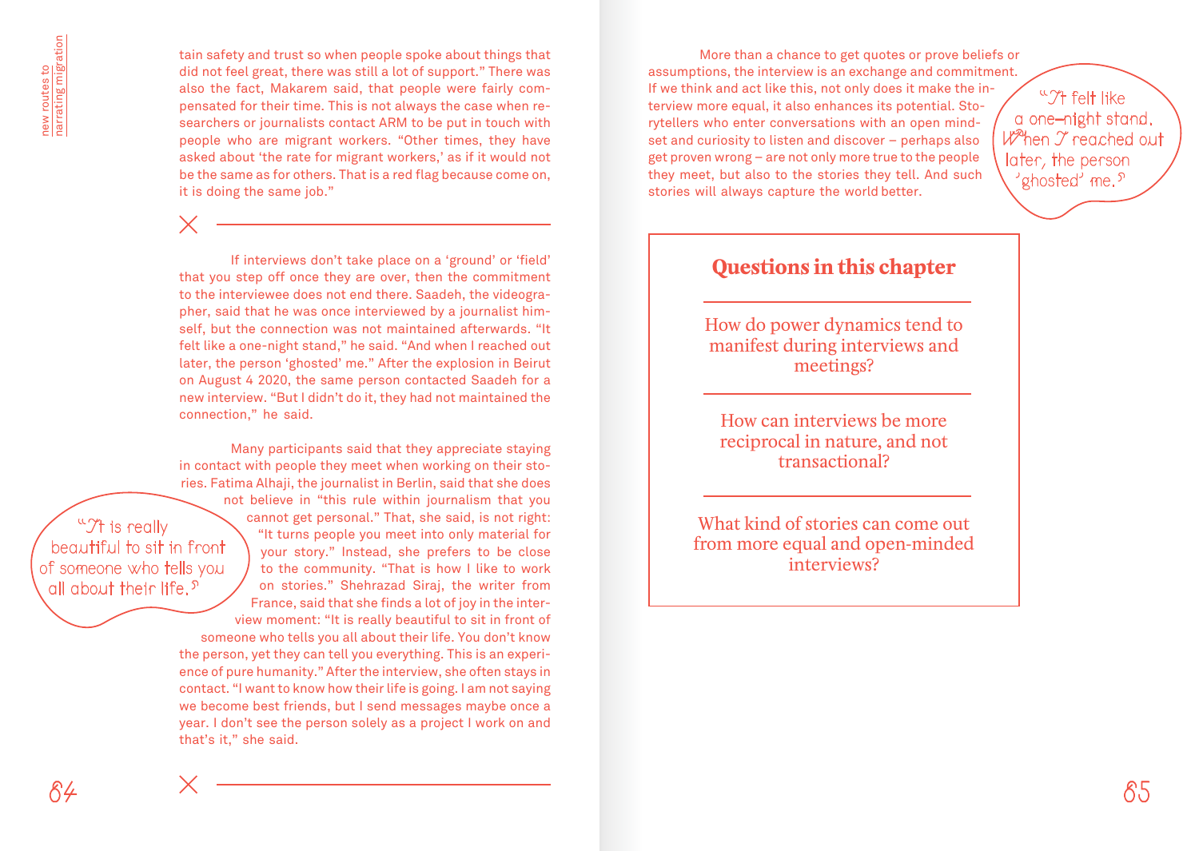tain safety and trust so when people spoke about things that did not feel great, there was still a lot of support." There was also the fact, Makarem said, that people were fairly compensated for their time. This is not always the case when researchers or journalists contact ARM to be put in touch with people who are migrant workers. "Other times, they have asked about 'the rate for migrant workers,' as if it would not be the same as for others. That is a red flag because come on, it is doing the same job."

---

If interviews don't take place on a 'ground' or 'field' that you step off once they are over, then the commitment to the interviewee does not end there. Saadeh, the videographer, said that he was once interviewed by a journalist himself, but the connection was not maintained afterwards. "It felt like a one-night stand," he said. "And when I reached out later, the person 'ghosted' me." After the explosion in Beirut on August 4 2020, the same person contacted Saadeh for a new interview. "But I didn't do it, they had not maintained the connection," he said.

Many participants said that they appreciate staying in contact with people they meet when working on their stories. Fatima Alhaji, the journalist in Berlin, said that she does not believe in "this rule within journalism that you cannot get personal." That, she said, is not right: "It turns people you meet into only material for your story." Instead, she prefers to be close to the community. "That is how I like to work on stories." Shehrazad Siraj, the writer from France, said that she finds a lot of joy in the interview moment: "It is really beautiful to sit in front of someone who tells you all about their life. You don't know the person, yet they can tell you everything. This is an experience of pure humanity." After the interview, she often stays in contact. "I want to know how their life is going. I am not saying we become best friends, but I send messages maybe once a year. I don't see the person solely as a project I work on and that's it," she said.

> "It is really beautiful to sit in front of someone who tells you all about their life."

---

More than a chance to get quotes or prove beliefs or assumptions, the interview is an exchange and commitment. If we think and act like this, not only does it make the interview more equal, it also enhances its potential. Storytellers who enter conversations with an open mindset and curiosity to listen and discover – perhaps also get proven wrong – are not only more true to the people they meet, but also to the stories they tell. And such stories will always capture the world better.

> "It felt like a one-night stand. When I reached out later, the person 'ghosted' me."

## Questions in this chapter

How do power dynamics tend to manifest during interviews and meetings?

How can interviews be more reciprocal in nature, and not transactional?

What kind of stories can come out from more equal and open-minded interviews?